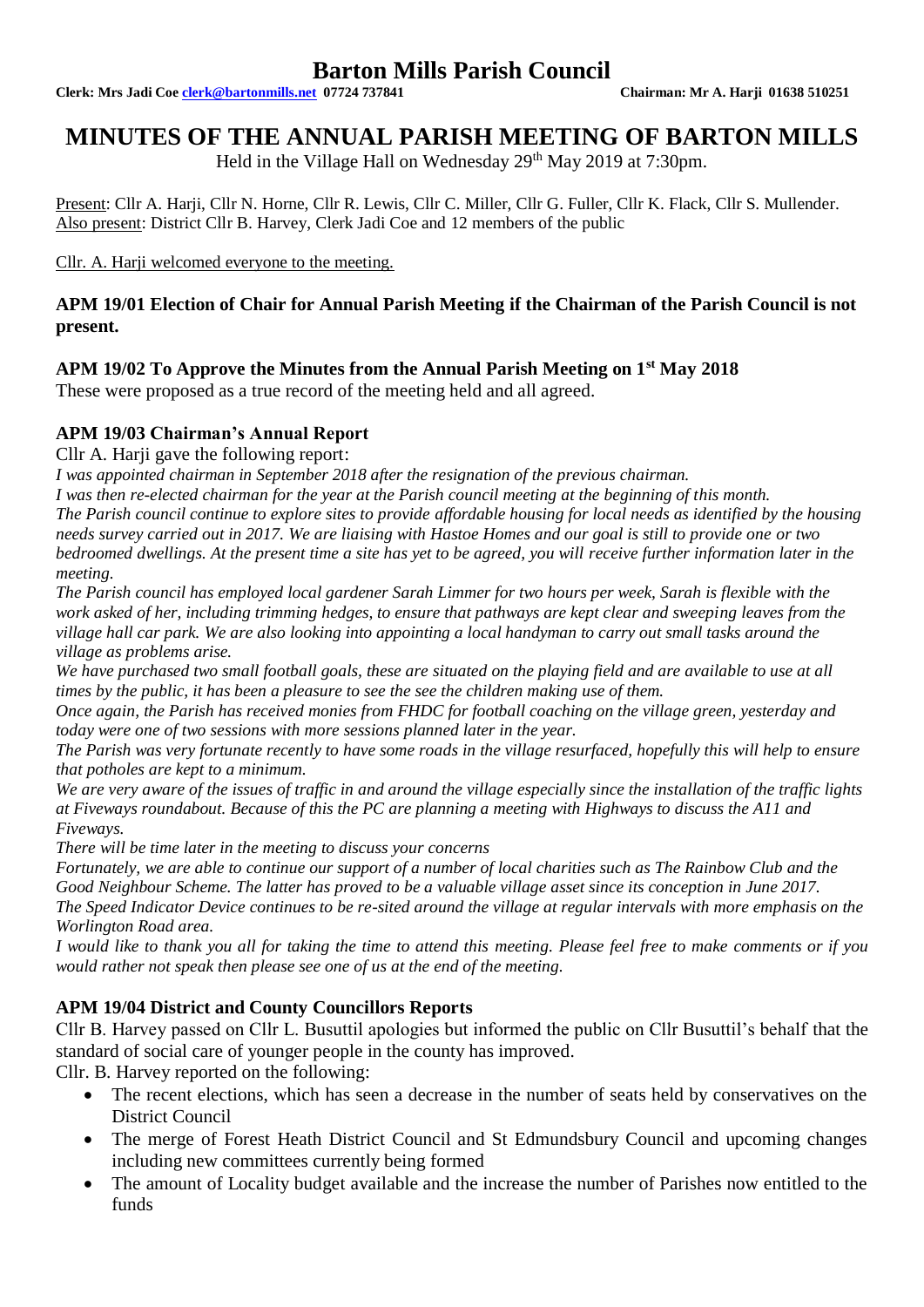# Barton Mills Parish Council

**Clerk: Mrs Jadi Coe clerk@bartonmills.net 07724 737841** **Chairman: Mr A. Harji 01638 510251**

# MINUTES OF THE ANNUAL PARISH MEETING OF BARTON MILLS

Held in the Village Hall on Wednesday 29th May 2019 at 7:30pm.

Present: Cllr A. Harji, Cllr N. Horne, Cllr R. Lewis, Cllr C. Miller, Cllr G. Fuller, Cllr K. Flack, Cllr S. Mullender.
Also present: District Cllr B. Harvey, Clerk Jadi Coe and 12 members of the public

Cllr. A. Harji welcomed everyone to the meeting.

### APM 19/01 Election of Chair for Annual Parish Meeting if the Chairman of the Parish Council is not present.

### APM 19/02 To Approve the Minutes from the Annual Parish Meeting on 1st May 2018

These were proposed as a true record of the meeting held and all agreed.

### APM 19/03 Chairman's Annual Report

Cllr A. Harji gave the following report:

*I was appointed chairman in September 2018 after the resignation of the previous chairman.*

*I was then re-elected chairman for the year at the Parish council meeting at the beginning of this month.*

*The Parish council continue to explore sites to provide affordable housing for local needs as identified by the housing needs survey carried out in 2017. We are liaising with Hastoe Homes and our goal is still to provide one or two bedroomed dwellings. At the present time a site has yet to be agreed, you will receive further information later in the meeting.*

*The Parish council has employed local gardener Sarah Limmer for two hours per week, Sarah is flexible with the work asked of her, including trimming hedges, to ensure that pathways are kept clear and sweeping leaves from the village hall car park. We are also looking into appointing a local handyman to carry out small tasks around the village as problems arise.*

*We have purchased two small football goals, these are situated on the playing field and are available to use at all times by the public, it has been a pleasure to see the see the children making use of them.*

*Once again, the Parish has received monies from FHDC for football coaching on the village green, yesterday and today were one of two sessions with more sessions planned later in the year.*

*The Parish was very fortunate recently to have some roads in the village resurfaced, hopefully this will help to ensure that potholes are kept to a minimum.*

*We are very aware of the issues of traffic in and around the village especially since the installation of the traffic lights at Fiveways roundabout. Because of this the PC are planning a meeting with Highways to discuss the A11 and Fiveways.*

*There will be time later in the meeting to discuss your concerns*

*Fortunately, we are able to continue our support of a number of local charities such as The Rainbow Club and the Good Neighbour Scheme. The latter has proved to be a valuable village asset since its conception in June 2017.*

*The Speed Indicator Device continues to be re-sited around the village at regular intervals with more emphasis on the Worlington Road area.*

*I would like to thank you all for taking the time to attend this meeting. Please feel free to make comments or if you would rather not speak then please see one of us at the end of the meeting.*

### APM 19/04 District and County Councillors Reports

Cllr B. Harvey passed on Cllr L. Busuttil apologies but informed the public on Cllr Busuttil's behalf that the standard of social care of younger people in the county has improved.

Cllr. B. Harvey reported on the following:

- The recent elections, which has seen a decrease in the number of seats held by conservatives on the District Council
- The merge of Forest Heath District Council and St Edmundsbury Council and upcoming changes including new committees currently being formed
- The amount of Locality budget available and the increase the number of Parishes now entitled to the funds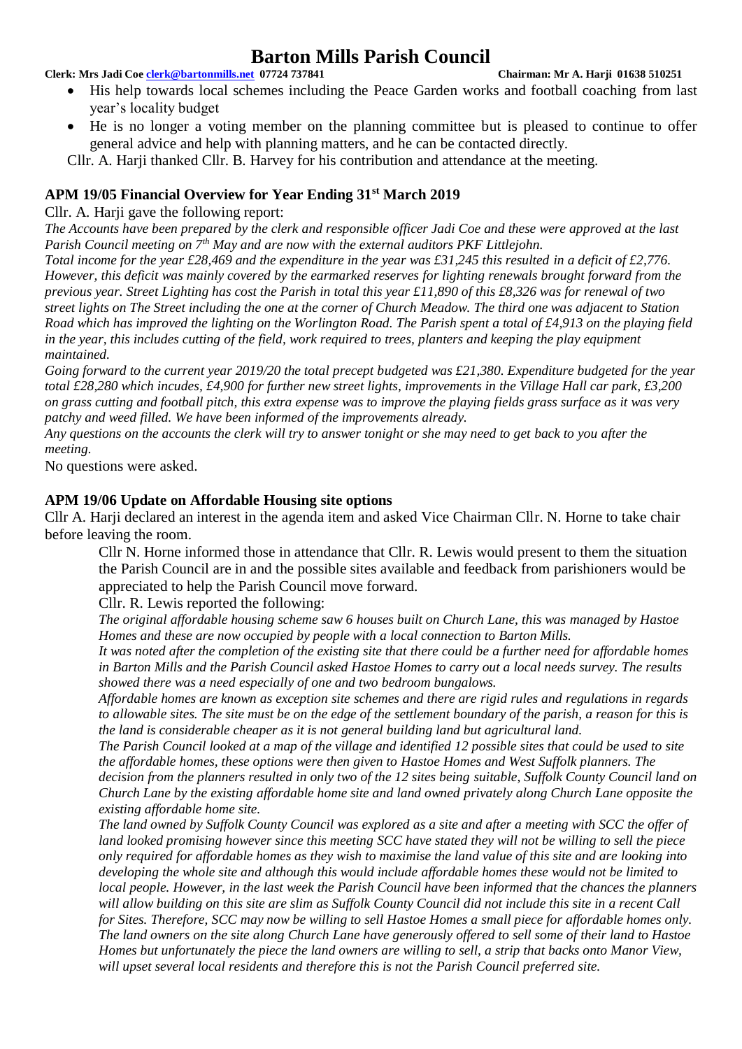- His help towards local schemes including the Peace Garden works and football coaching from last year's locality budget
- He is no longer a voting member on the planning committee but is pleased to continue to offer general advice and help with planning matters, and he can be contacted directly.

Cllr. A. Harji thanked Cllr. B. Harvey for his contribution and attendance at the meeting.

### APM 19/05 Financial Overview for Year Ending 31st March 2019

Cllr. A. Harji gave the following report:

*The Accounts have been prepared by the clerk and responsible officer Jadi Coe and these were approved at the last Parish Council meeting on 7th May and are now with the external auditors PKF Littlejohn.*

*Total income for the year £28,469 and the expenditure in the year was £31,245 this resulted in a deficit of £2,776. However, this deficit was mainly covered by the earmarked reserves for lighting renewals brought forward from the previous year. Street Lighting has cost the Parish in total this year £11,890 of this £8,326 was for renewal of two street lights on The Street including the one at the corner of Church Meadow. The third one was adjacent to Station Road which has improved the lighting on the Worlington Road. The Parish spent a total of £4,913 on the playing field in the year, this includes cutting of the field, work required to trees, planters and keeping the play equipment maintained.*

*Going forward to the current year 2019/20 the total precept budgeted was £21,380. Expenditure budgeted for the year total £28,280 which incudes, £4,900 for further new street lights, improvements in the Village Hall car park, £3,200 on grass cutting and football pitch, this extra expense was to improve the playing fields grass surface as it was very patchy and weed filled. We have been informed of the improvements already.*

*Any questions on the accounts the clerk will try to answer tonight or she may need to get back to you after the meeting.*

No questions were asked.

### APM 19/06 Update on Affordable Housing site options

Cllr A. Harji declared an interest in the agenda item and asked Vice Chairman Cllr. N. Horne to take chair before leaving the room.

Cllr N. Horne informed those in attendance that Cllr. R. Lewis would present to them the situation the Parish Council are in and the possible sites available and feedback from parishioners would be appreciated to help the Parish Council move forward.

Cllr. R. Lewis reported the following:

*The original affordable housing scheme saw 6 houses built on Church Lane, this was managed by Hastoe Homes and these are now occupied by people with a local connection to Barton Mills.*

*It was noted after the completion of the existing site that there could be a further need for affordable homes in Barton Mills and the Parish Council asked Hastoe Homes to carry out a local needs survey. The results showed there was a need especially of one and two bedroom bungalows.*

*Affordable homes are known as exception site schemes and there are rigid rules and regulations in regards to allowable sites. The site must be on the edge of the settlement boundary of the parish, a reason for this is the land is considerable cheaper as it is not general building land but agricultural land.*

*The Parish Council looked at a map of the village and identified 12 possible sites that could be used to site the affordable homes, these options were then given to Hastoe Homes and West Suffolk planners. The decision from the planners resulted in only two of the 12 sites being suitable, Suffolk County Council land on Church Lane by the existing affordable home site and land owned privately along Church Lane opposite the existing affordable home site.*

*The land owned by Suffolk County Council was explored as a site and after a meeting with SCC the offer of land looked promising however since this meeting SCC have stated they will not be willing to sell the piece only required for affordable homes as they wish to maximise the land value of this site and are looking into developing the whole site and although this would include affordable homes these would not be limited to local people. However, in the last week the Parish Council have been informed that the chances the planners will allow building on this site are slim as Suffolk County Council did not include this site in a recent Call for Sites. Therefore, SCC may now be willing to sell Hastoe Homes a small piece for affordable homes only. The land owners on the site along Church Lane have generously offered to sell some of their land to Hastoe Homes but unfortunately the piece the land owners are willing to sell, a strip that backs onto Manor View, will upset several local residents and therefore this is not the Parish Council preferred site.*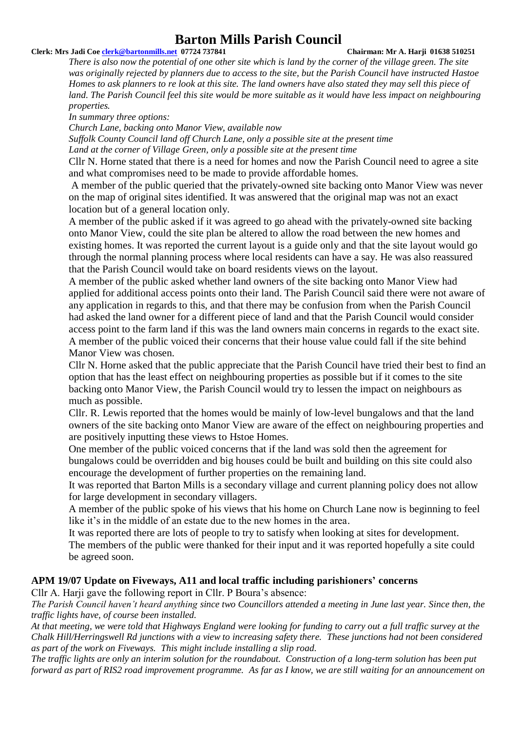*There is also now the potential of one other site which is land by the corner of the village green. The site was originally rejected by planners due to access to the site, but the Parish Council have instructed Hastoe Homes to ask planners to re look at this site. The land owners have also stated they may sell this piece of land. The Parish Council feel this site would be more suitable as it would have less impact on neighbouring properties.*

*In summary three options:*

*Church Lane, backing onto Manor View, available now*

*Suffolk County Council land off Church Lane, only a possible site at the present time*

*Land at the corner of Village Green, only a possible site at the present time*

Cllr N. Horne stated that there is a need for homes and now the Parish Council need to agree a site and what compromises need to be made to provide affordable homes.

A member of the public queried that the privately-owned site backing onto Manor View was never on the map of original sites identified. It was answered that the original map was not an exact location but of a general location only.

A member of the public asked if it was agreed to go ahead with the privately-owned site backing onto Manor View, could the site plan be altered to allow the road between the new homes and existing homes. It was reported the current layout is a guide only and that the site layout would go through the normal planning process where local residents can have a say. He was also reassured that the Parish Council would take on board residents views on the layout.

A member of the public asked whether land owners of the site backing onto Manor View had applied for additional access points onto their land. The Parish Council said there were not aware of any application in regards to this, and that there may be confusion from when the Parish Council had asked the land owner for a different piece of land and that the Parish Council would consider access point to the farm land if this was the land owners main concerns in regards to the exact site.

A member of the public voiced their concerns that their house value could fall if the site behind Manor View was chosen.

Cllr N. Horne asked that the public appreciate that the Parish Council have tried their best to find an option that has the least effect on neighbouring properties as possible but if it comes to the site backing onto Manor View, the Parish Council would try to lessen the impact on neighbours as much as possible.

Cllr. R. Lewis reported that the homes would be mainly of low-level bungalows and that the land owners of the site backing onto Manor View are aware of the effect on neighbouring properties and are positively inputting these views to Hstoe Homes.

One member of the public voiced concerns that if the land was sold then the agreement for bungalows could be overridden and big houses could be built and building on this site could also encourage the development of further properties on the remaining land.

It was reported that Barton Mills is a secondary village and current planning policy does not allow for large development in secondary villagers.

A member of the public spoke of his views that his home on Church Lane now is beginning to feel like it's in the middle of an estate due to the new homes in the area.

It was reported there are lots of people to try to satisfy when looking at sites for development.

The members of the public were thanked for their input and it was reported hopefully a site could be agreed soon.

## APM 19/07 Update on Fiveways, A11 and local traffic including parishioners' concerns

Cllr A. Harji gave the following report in Cllr. P Boura's absence:

*The Parish Council haven't heard anything since two Councillors attended a meeting in June last year. Since then, the traffic lights have, of course been installed.*

*At that meeting, we were told that Highways England were looking for funding to carry out a full traffic survey at the Chalk Hill/Herringswell Rd junctions with a view to increasing safety there. These junctions had not been considered as part of the work on Fiveways. This might include installing a slip road.*

*The traffic lights are only an interim solution for the roundabout. Construction of a long-term solution has been put forward as part of RIS2 road improvement programme. As far as I know, we are still waiting for an announcement on*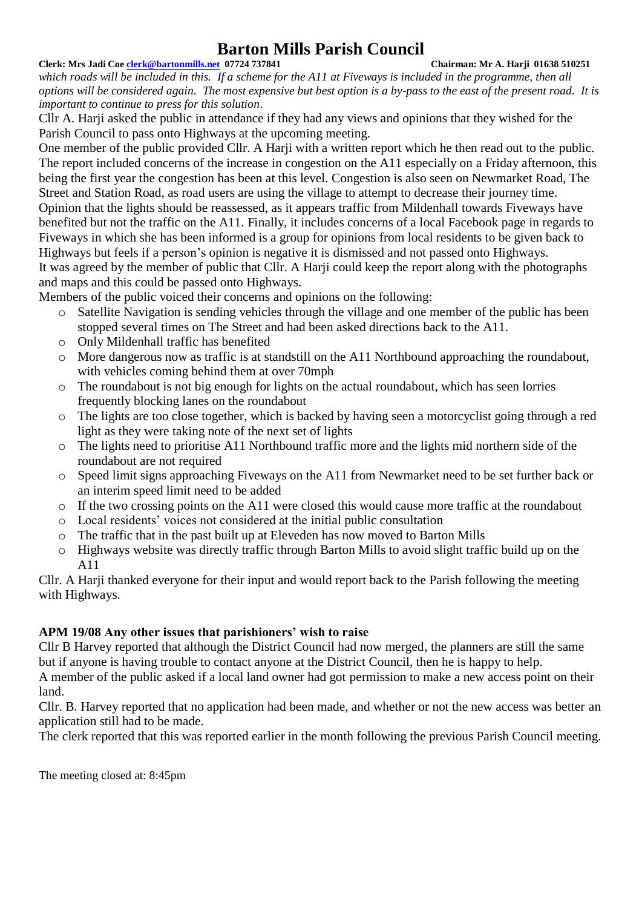*which roads will be included in this. If a scheme for the A11 at Fiveways is included in the programme, then all options will be considered again. The most expensive but best option is a by-pass to the east of the present road. It is important to continue to press for this solution*.

Cllr A. Harji asked the public in attendance if they had any views and opinions that they wished for the Parish Council to pass onto Highways at the upcoming meeting.

One member of the public provided Cllr. A Harji with a written report which he then read out to the public. The report included concerns of the increase in congestion on the A11 especially on a Friday afternoon, this being the first year the congestion has been at this level. Congestion is also seen on Newmarket Road, The Street and Station Road, as road users are using the village to attempt to decrease their journey time. Opinion that the lights should be reassessed, as it appears traffic from Mildenhall towards Fiveways have benefited but not the traffic on the A11. Finally, it includes concerns of a local Facebook page in regards to Fiveways in which she has been informed is a group for opinions from local residents to be given back to Highways but feels if a person's opinion is negative it is dismissed and not passed onto Highways.

It was agreed by the member of public that Cllr. A Harji could keep the report along with the photographs and maps and this could be passed onto Highways.

Members of the public voiced their concerns and opinions on the following:

- Satellite Navigation is sending vehicles through the village and one member of the public has been stopped several times on The Street and had been asked directions back to the A11.
- Only Mildenhall traffic has benefited
- More dangerous now as traffic is at standstill on the A11 Northbound approaching the roundabout, with vehicles coming behind them at over 70mph
- The roundabout is not big enough for lights on the actual roundabout, which has seen lorries frequently blocking lanes on the roundabout
- The lights are too close together, which is backed by having seen a motorcyclist going through a red light as they were taking note of the next set of lights
- The lights need to prioritise A11 Northbound traffic more and the lights mid northern side of the roundabout are not required
- Speed limit signs approaching Fiveways on the A11 from Newmarket need to be set further back or an interim speed limit need to be added
- If the two crossing points on the A11 were closed this would cause more traffic at the roundabout
- Local residents' voices not considered at the initial public consultation
- The traffic that in the past built up at Eleveden has now moved to Barton Mills
- Highways website was directly traffic through Barton Mills to avoid slight traffic build up on the A11

Cllr. A Harji thanked everyone for their input and would report back to the Parish following the meeting with Highways.

**APM 19/08 Any other issues that parishioners' wish to raise**

Cllr B Harvey reported that although the District Council had now merged, the planners are still the same but if anyone is having trouble to contact anyone at the District Council, then he is happy to help.

A member of the public asked if a local land owner had got permission to make a new access point on their land.

Cllr. B. Harvey reported that no application had been made, and whether or not the new access was better an application still had to be made.

The clerk reported that this was reported earlier in the month following the previous Parish Council meeting.

The meeting closed at: 8:45pm